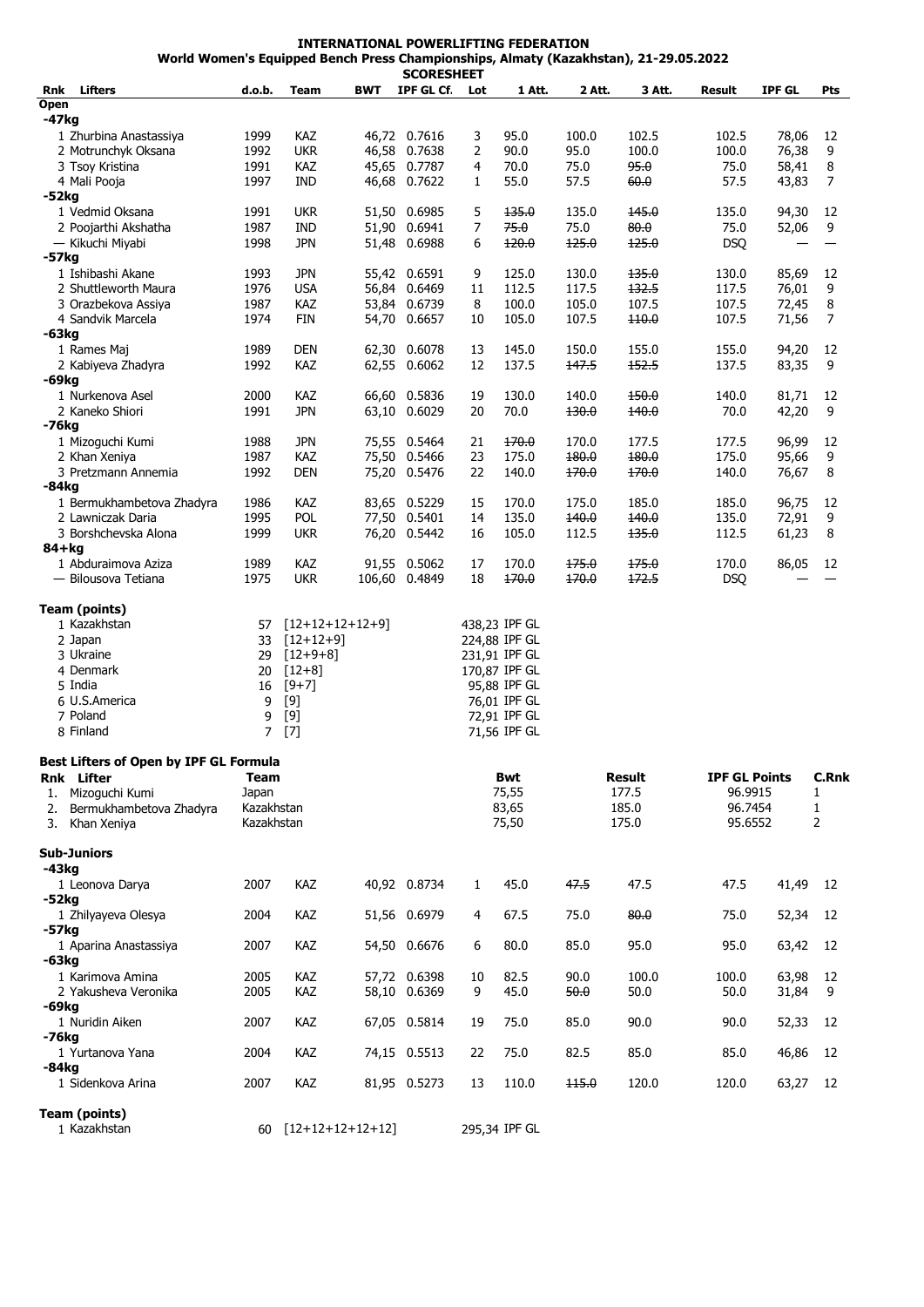# INTERNATIONAL POWERLIFTING FEDERATION

## World Women's Equipped Bench Press Championships, Almaty (Kazakhstan), 21-29.05.2022

### SCORESHEET

| Rnk | Lifters | d.o.b. | Team | BWT | IPF GL Cf. | Lot | 1 Att. | 2 Att. | 3 Att. | Result | IPF GL | Pts |
|---|---|---|---|---|---|---|---|---|---|---|---|---|
| **Open** | | | | | | | | | | | | |
| **-47kg** | | | | | | | | | | | | |
| 1 | Zhurbina Anastassiya | 1999 | KAZ | 46,72 | 0.7616 | 3 | 95.0 | 100.0 | 102.5 | 102.5 | 78,06 | 12 |
| 2 | Motrunchyk Oksana | 1992 | UKR | 46,58 | 0.7638 | 2 | 90.0 | 95.0 | 100.0 | 100.0 | 76,38 | 9 |
| 3 | Tsoy Kristina | 1991 | KAZ | 45,65 | 0.7787 | 4 | 70.0 | 75.0 | ~~95.0~~ | 75.0 | 58,41 | 8 |
| 4 | Mali Pooja | 1997 | IND | 46,68 | 0.7622 | 1 | 55.0 | 57.5 | ~~60.0~~ | 57.5 | 43,83 | 7 |
| **-52kg** | | | | | | | | | | | | |
| 1 | Vedmid Oksana | 1991 | UKR | 51,50 | 0.6985 | 5 | ~~135.0~~ | 135.0 | ~~145.0~~ | 135.0 | 94,30 | 12 |
| 2 | Poojarthi Akshatha | 1987 | IND | 51,90 | 0.6941 | 7 | ~~75.0~~ | 75.0 | ~~80.0~~ | 75.0 | 52,06 | 9 |
| — | Kikuchi Miyabi | 1998 | JPN | 51,48 | 0.6988 | 6 | ~~120.0~~ | ~~125.0~~ | ~~125.0~~ | DSQ | — | — |
| **-57kg** | | | | | | | | | | | | |
| 1 | Ishibashi Akane | 1993 | JPN | 55,42 | 0.6591 | 9 | 125.0 | 130.0 | ~~135.0~~ | 130.0 | 85,69 | 12 |
| 2 | Shuttleworth Maura | 1976 | USA | 56,84 | 0.6469 | 11 | 112.5 | 117.5 | ~~132.5~~ | 117.5 | 76,01 | 9 |
| 3 | Orazbekova Assiya | 1987 | KAZ | 53,84 | 0.6739 | 8 | 100.0 | 105.0 | 107.5 | 107.5 | 72,45 | 8 |
| 4 | Sandvik Marcela | 1974 | FIN | 54,70 | 0.6657 | 10 | 105.0 | 107.5 | ~~110.0~~ | 107.5 | 71,56 | 7 |
| **-63kg** | | | | | | | | | | | | |
| 1 | Rames Maj | 1989 | DEN | 62,30 | 0.6078 | 13 | 145.0 | 150.0 | 155.0 | 155.0 | 94,20 | 12 |
| 2 | Kabiyeva Zhadyra | 1992 | KAZ | 62,55 | 0.6062 | 12 | 137.5 | ~~147.5~~ | ~~152.5~~ | 137.5 | 83,35 | 9 |
| **-69kg** | | | | | | | | | | | | |
| 1 | Nurkenova Asel | 2000 | KAZ | 66,60 | 0.5836 | 19 | 130.0 | 140.0 | ~~150.0~~ | 140.0 | 81,71 | 12 |
| 2 | Kaneko Shiori | 1991 | JPN | 63,10 | 0.6029 | 20 | 70.0 | ~~130.0~~ | ~~140.0~~ | 70.0 | 42,20 | 9 |
| **-76kg** | | | | | | | | | | | | |
| 1 | Mizoguchi Kumi | 1988 | JPN | 75,55 | 0.5464 | 21 | ~~170.0~~ | 170.0 | 177.5 | 177.5 | 96,99 | 12 |
| 2 | Khan Xeniya | 1987 | KAZ | 75,50 | 0.5466 | 23 | 175.0 | ~~180.0~~ | ~~180.0~~ | 175.0 | 95,66 | 9 |
| 3 | Pretzmann Annemia | 1992 | DEN | 75,20 | 0.5476 | 22 | 140.0 | ~~170.0~~ | ~~170.0~~ | 140.0 | 76,67 | 8 |
| **-84kg** | | | | | | | | | | | | |
| 1 | Bermukhambetova Zhadyra | 1986 | KAZ | 83,65 | 0.5229 | 15 | 170.0 | 175.0 | 185.0 | 185.0 | 96,75 | 12 |
| 2 | Lawniczak Daria | 1995 | POL | 77,50 | 0.5401 | 14 | 135.0 | ~~140.0~~ | ~~140.0~~ | 135.0 | 72,91 | 9 |
| 3 | Borshchevska Alona | 1999 | UKR | 76,20 | 0.5442 | 16 | 105.0 | 112.5 | ~~135.0~~ | 112.5 | 61,23 | 8 |
| **84+kg** | | | | | | | | | | | | |
| 1 | Abduraimova Aziza | 1989 | KAZ | 91,55 | 0.5062 | 17 | 170.0 | ~~175.0~~ | ~~175.0~~ | 170.0 | 86,05 | 12 |
| — | Bilousova Tetiana | 1975 | UKR | 106,60 | 0.4849 | 18 | ~~170.0~~ | ~~170.0~~ | ~~172.5~~ | DSQ | — | — |

**Team (points)**

| Rnk | Team | Pts | Breakdown | IPF GL |
|---|---|---|---|---|
| 1 | Kazakhstan | 57 | [12+12+12+12+9] | 438,23 IPF GL |
| 2 | Japan | 33 | [12+12+9] | 224,88 IPF GL |
| 3 | Ukraine | 29 | [12+9+8] | 231,91 IPF GL |
| 4 | Denmark | 20 | [12+8] | 170,87 IPF GL |
| 5 | India | 16 | [9+7] | 95,88 IPF GL |
| 6 | U.S.America | 9 | [9] | 76,01 IPF GL |
| 7 | Poland | 9 | [9] | 72,91 IPF GL |
| 8 | Finland | 7 | [7] | 71,56 IPF GL |

**Best Lifters of Open by IPF GL Formula**

| Rnk | Lifter | Team | Bwt | Result | IPF GL Points | C.Rnk |
|---|---|---|---|---|---|---|
| 1. | Mizoguchi Kumi | Japan | 75,55 | 177.5 | 96.9915 | 1 |
| 2. | Bermukhambetova Zhadyra | Kazakhstan | 83,65 | 185.0 | 96.7454 | 1 |
| 3. | Khan Xeniya | Kazakhstan | 75,50 | 175.0 | 95.6552 | 2 |

| Rnk | Lifters | d.o.b. | Team | BWT | IPF GL Cf. | Lot | 1 Att. | 2 Att. | 3 Att. | Result | IPF GL | Pts |
|---|---|---|---|---|---|---|---|---|---|---|---|---|
| **Sub-Juniors** | | | | | | | | | | | | |
| **-43kg** | | | | | | | | | | | | |
| 1 | Leonova Darya | 2007 | KAZ | 40,92 | 0.8734 | 1 | 45.0 | ~~47.5~~ | 47.5 | 47.5 | 41,49 | 12 |
| **-52kg** | | | | | | | | | | | | |
| 1 | Zhilyayeva Olesya | 2004 | KAZ | 51,56 | 0.6979 | 4 | 67.5 | 75.0 | ~~80.0~~ | 75.0 | 52,34 | 12 |
| **-57kg** | | | | | | | | | | | | |
| 1 | Aparina Anastassiya | 2007 | KAZ | 54,50 | 0.6676 | 6 | 80.0 | 85.0 | 95.0 | 95.0 | 63,42 | 12 |
| **-63kg** | | | | | | | | | | | | |
| 1 | Karimova Amina | 2005 | KAZ | 57,72 | 0.6398 | 10 | 82.5 | 90.0 | 100.0 | 100.0 | 63,98 | 12 |
| 2 | Yakusheva Veronika | 2005 | KAZ | 58,10 | 0.6369 | 9 | 45.0 | ~~50.0~~ | 50.0 | 50.0 | 31,84 | 9 |
| **-69kg** | | | | | | | | | | | | |
| 1 | Nuridin Aiken | 2007 | KAZ | 67,05 | 0.5814 | 19 | 75.0 | 85.0 | 90.0 | 90.0 | 52,33 | 12 |
| **-76kg** | | | | | | | | | | | | |
| 1 | Yurtanova Yana | 2004 | KAZ | 74,15 | 0.5513 | 22 | 75.0 | 82.5 | 85.0 | 85.0 | 46,86 | 12 |
| **-84kg** | | | | | | | | | | | | |
| 1 | Sidenkova Arina | 2007 | KAZ | 81,95 | 0.5273 | 13 | 110.0 | ~~115.0~~ | 120.0 | 120.0 | 63,27 | 12 |

**Team (points)**

| Rnk | Team | Pts | Breakdown | IPF GL |
|---|---|---|---|---|
| 1 | Kazakhstan | 60 | [12+12+12+12+12] | 295,34 IPF GL |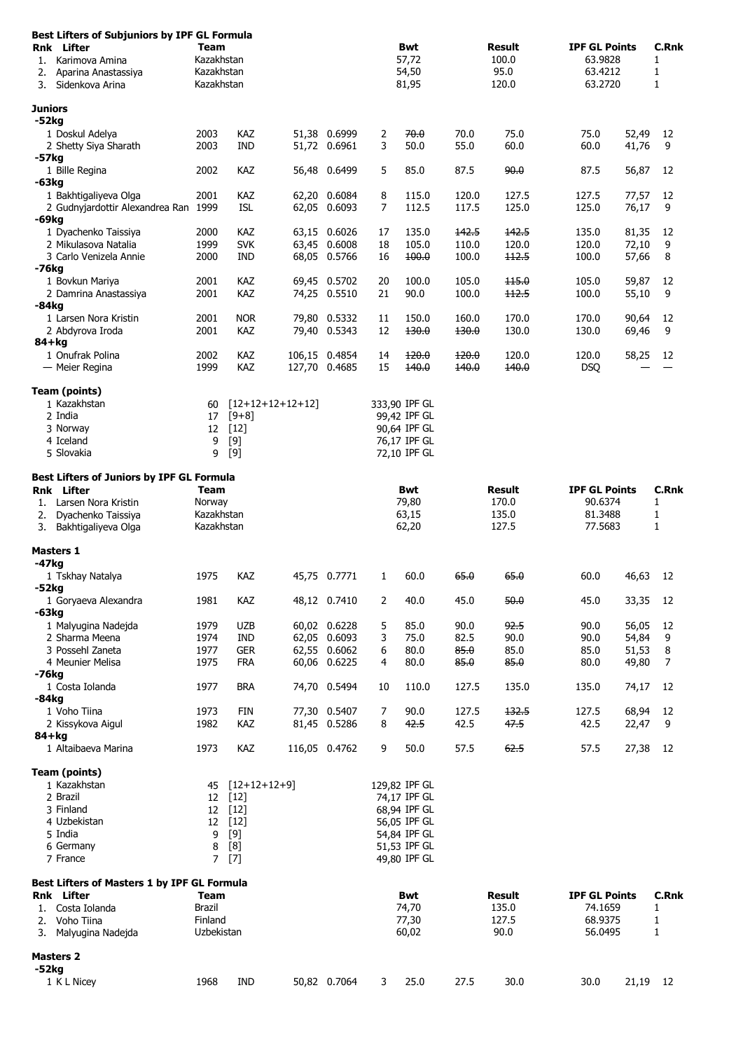## Best Lifters of Subjuniors by IPF GL Formula

| Rnk | Lifter | Team | Bwt | Result | IPF GL Points | C.Rnk |
|---|---|---|---|---|---|---|
| 1. | Karimova Amina | Kazakhstan | 57,72 | 100.0 | 63.9828 | 1 |
| 2. | Aparina Anastassiya | Kazakhstan | 54,50 | 95.0 | 63.4212 | 1 |
| 3. | Sidenkova Arina | Kazakhstan | 81,95 | 120.0 | 63.2720 | 1 |

## Juniors

| | Lifter | Year | Team | Bwt | Coef | Lot | 1 | 2 | 3 | Result | Points | Pl |
|---|---|---|---|---|---|---|---|---|---|---|---|---|
| **-52kg** | | | | | | | | | | | | |
| 1 | Doskul Adelya | 2003 | KAZ | 51,38 | 0.6999 | 2 | ~~70.0~~ | 70.0 | 75.0 | 75.0 | 52,49 | 12 |
| 2 | Shetty Siya Sharath | 2003 | IND | 51,72 | 0.6961 | 3 | 50.0 | 55.0 | 60.0 | 60.0 | 41,76 | 9 |
| **-57kg** | | | | | | | | | | | | |
| 1 | Bille Regina | 2002 | KAZ | 56,48 | 0.6499 | 5 | 85.0 | 87.5 | ~~90.0~~ | 87.5 | 56,87 | 12 |
| **-63kg** | | | | | | | | | | | | |
| 1 | Bakhtigaliyeva Olga | 2001 | KAZ | 62,20 | 0.6084 | 8 | 115.0 | 120.0 | 127.5 | 127.5 | 77,57 | 12 |
| 2 | Gudnyjardottir Alexandrea Ran | 1999 | ISL | 62,05 | 0.6093 | 7 | 112.5 | 117.5 | 125.0 | 125.0 | 76,17 | 9 |
| **-69kg** | | | | | | | | | | | | |
| 1 | Dyachenko Taissiya | 2000 | KAZ | 63,15 | 0.6026 | 17 | 135.0 | ~~142.5~~ | ~~142.5~~ | 135.0 | 81,35 | 12 |
| 2 | Mikulasova Natalia | 1999 | SVK | 63,45 | 0.6008 | 18 | 105.0 | 110.0 | 120.0 | 120.0 | 72,10 | 9 |
| 3 | Carlo Venizela Annie | 2000 | IND | 68,05 | 0.5766 | 16 | ~~100.0~~ | 100.0 | ~~112.5~~ | 100.0 | 57,66 | 8 |
| **-76kg** | | | | | | | | | | | | |
| 1 | Bovkun Mariya | 2001 | KAZ | 69,45 | 0.5702 | 20 | 100.0 | 105.0 | ~~115.0~~ | 105.0 | 59,87 | 12 |
| 2 | Damrina Anastassiya | 2001 | KAZ | 74,25 | 0.5510 | 21 | 90.0 | 100.0 | ~~112.5~~ | 100.0 | 55,10 | 9 |
| **-84kg** | | | | | | | | | | | | |
| 1 | Larsen Nora Kristin | 2001 | NOR | 79,80 | 0.5332 | 11 | 150.0 | 160.0 | 170.0 | 170.0 | 90,64 | 12 |
| 2 | Abdyrova Iroda | 2001 | KAZ | 79,40 | 0.5343 | 12 | ~~130.0~~ | ~~130.0~~ | 130.0 | 130.0 | 69,46 | 9 |
| **84+kg** | | | | | | | | | | | | |
| 1 | Onufrak Polina | 2002 | KAZ | 106,15 | 0.4854 | 14 | ~~120.0~~ | ~~120.0~~ | 120.0 | 120.0 | 58,25 | 12 |
| — | Meier Regina | 1999 | KAZ | 127,70 | 0.4685 | 15 | ~~140.0~~ | ~~140.0~~ | ~~140.0~~ | DSQ | — | — |

### Team (points)

| Rnk | Team | Points | Places | IPF GL |
|---|---|---|---|---|
| 1 | Kazakhstan | 60 | [12+12+12+12+12] | 333,90 IPF GL |
| 2 | India | 17 | [9+8] | 99,42 IPF GL |
| 3 | Norway | 12 | [12] | 90,64 IPF GL |
| 4 | Iceland | 9 | [9] | 76,17 IPF GL |
| 5 | Slovakia | 9 | [9] | 72,10 IPF GL |

## Best Lifters of Juniors by IPF GL Formula

| Rnk | Lifter | Team | Bwt | Result | IPF GL Points | C.Rnk |
|---|---|---|---|---|---|---|
| 1. | Larsen Nora Kristin | Norway | 79,80 | 170.0 | 90.6374 | 1 |
| 2. | Dyachenko Taissiya | Kazakhstan | 63,15 | 135.0 | 81.3488 | 1 |
| 3. | Bakhtigaliyeva Olga | Kazakhstan | 62,20 | 127.5 | 77.5683 | 1 |

## Masters 1

| | Lifter | Year | Team | Bwt | Coef | Lot | 1 | 2 | 3 | Result | Points | Pl |
|---|---|---|---|---|---|---|---|---|---|---|---|---|
| **-47kg** | | | | | | | | | | | | |
| 1 | Tskhay Natalya | 1975 | KAZ | 45,75 | 0.7771 | 1 | 60.0 | ~~65.0~~ | ~~65.0~~ | 60.0 | 46,63 | 12 |
| **-52kg** | | | | | | | | | | | | |
| 1 | Goryaeva Alexandra | 1981 | KAZ | 48,12 | 0.7410 | 2 | 40.0 | 45.0 | ~~50.0~~ | 45.0 | 33,35 | 12 |
| **-63kg** | | | | | | | | | | | | |
| 1 | Malyugina Nadejda | 1979 | UZB | 60,02 | 0.6228 | 5 | 85.0 | 90.0 | ~~92.5~~ | 90.0 | 56,05 | 12 |
| 2 | Sharma Meena | 1974 | IND | 62,05 | 0.6093 | 3 | 75.0 | 82.5 | 90.0 | 90.0 | 54,84 | 9 |
| 3 | Possehl Zaneta | 1977 | GER | 62,55 | 0.6062 | 6 | 80.0 | ~~85.0~~ | 85.0 | 85.0 | 51,53 | 8 |
| 4 | Meunier Melisa | 1975 | FRA | 60,06 | 0.6225 | 4 | 80.0 | ~~85.0~~ | ~~85.0~~ | 80.0 | 49,80 | 7 |
| **-76kg** | | | | | | | | | | | | |
| 1 | Costa Iolanda | 1977 | BRA | 74,70 | 0.5494 | 10 | 110.0 | 127.5 | 135.0 | 135.0 | 74,17 | 12 |
| **-84kg** | | | | | | | | | | | | |
| 1 | Voho Tiina | 1973 | FIN | 77,30 | 0.5407 | 7 | 90.0 | 127.5 | ~~132.5~~ | 127.5 | 68,94 | 12 |
| 2 | Kissykova Aigul | 1982 | KAZ | 81,45 | 0.5286 | 8 | ~~42.5~~ | 42.5 | ~~47.5~~ | 42.5 | 22,47 | 9 |
| **84+kg** | | | | | | | | | | | | |
| 1 | Altaibaeva Marina | 1973 | KAZ | 116,05 | 0.4762 | 9 | 50.0 | 57.5 | ~~62.5~~ | 57.5 | 27,38 | 12 |

### Team (points)

| Rnk | Team | Points | Places | IPF GL |
|---|---|---|---|---|
| 1 | Kazakhstan | 45 | [12+12+12+9] | 129,82 IPF GL |
| 2 | Brazil | 12 | [12] | 74,17 IPF GL |
| 3 | Finland | 12 | [12] | 68,94 IPF GL |
| 4 | Uzbekistan | 12 | [12] | 56,05 IPF GL |
| 5 | India | 9 | [9] | 54,84 IPF GL |
| 6 | Germany | 8 | [8] | 51,53 IPF GL |
| 7 | France | 7 | [7] | 49,80 IPF GL |

## Best Lifters of Masters 1 by IPF GL Formula

| Rnk | Lifter | Team | Bwt | Result | IPF GL Points | C.Rnk |
|---|---|---|---|---|---|---|
| 1. | Costa Iolanda | Brazil | 74,70 | 135.0 | 74.1659 | 1 |
| 2. | Voho Tiina | Finland | 77,30 | 127.5 | 68.9375 | 1 |
| 3. | Malyugina Nadejda | Uzbekistan | 60,02 | 90.0 | 56.0495 | 1 |

## Masters 2

| | Lifter | Year | Team | Bwt | Coef | Lot | 1 | 2 | 3 | Result | Points | Pl |
|---|---|---|---|---|---|---|---|---|---|---|---|---|
| **-52kg** | | | | | | | | | | | | |
| 1 | K L Nicey | 1968 | IND | 50,82 | 0.7064 | 3 | 25.0 | 27.5 | 30.0 | 30.0 | 21,19 | 12 |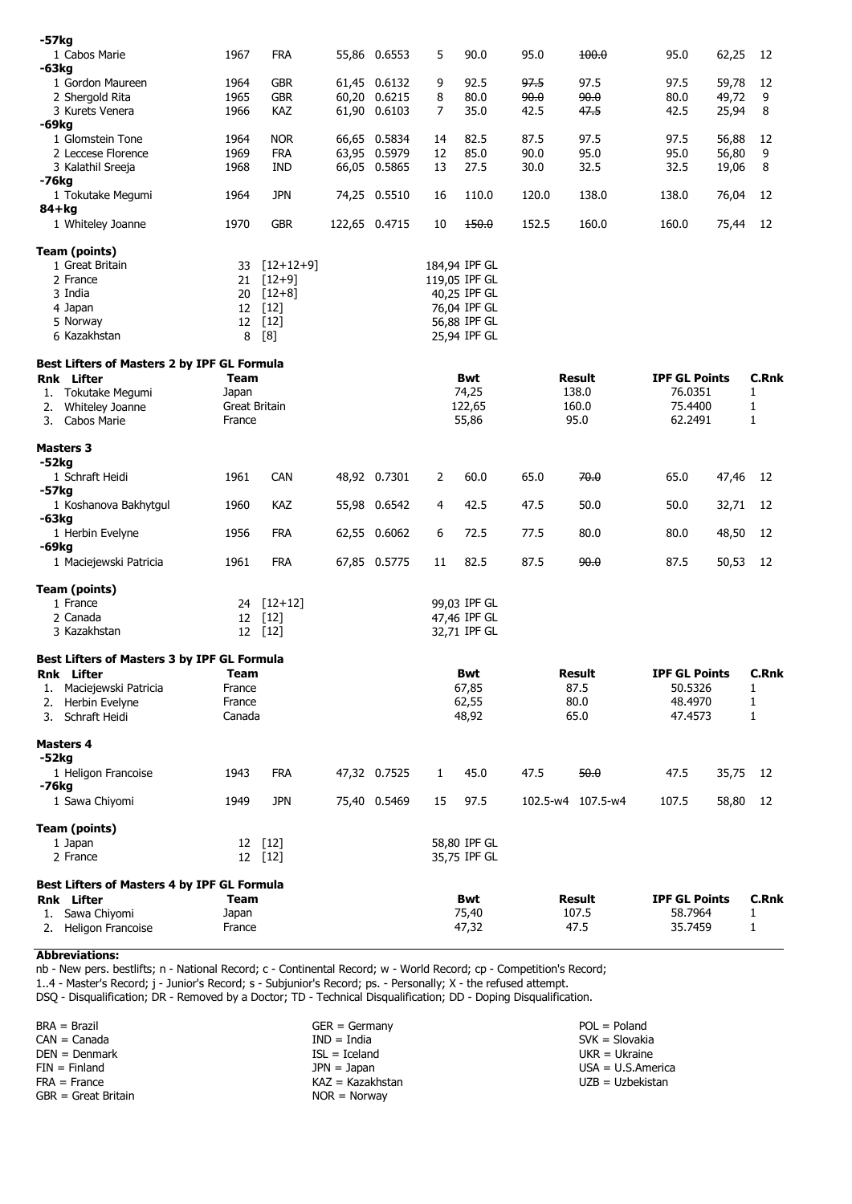| | | | | | | | | | | | |
|---|---|---|---|---|---|---|---|---|---|---|---|
| **-57kg** | | | | | | | | | | | |
| 1 Cabos Marie | 1967 | FRA | 55,86 | 0.6553 | 5 | 90.0 | 95.0 | ~~100.0~~ | 95.0 | 62,25 | 12 |
| **-63kg** | | | | | | | | | | | |
| 1 Gordon Maureen | 1964 | GBR | 61,45 | 0.6132 | 9 | 92.5 | ~~97.5~~ | 97.5 | 97.5 | 59,78 | 12 |
| 2 Shergold Rita | 1965 | GBR | 60,20 | 0.6215 | 8 | 80.0 | ~~90.0~~ | ~~90.0~~ | 80.0 | 49,72 | 9 |
| 3 Kurets Venera | 1966 | KAZ | 61,90 | 0.6103 | 7 | 35.0 | 42.5 | ~~47.5~~ | 42.5 | 25,94 | 8 |
| **-69kg** | | | | | | | | | | | |
| 1 Glomstein Tone | 1964 | NOR | 66,65 | 0.5834 | 14 | 82.5 | 87.5 | 97.5 | 97.5 | 56,88 | 12 |
| 2 Leccese Florence | 1969 | FRA | 63,95 | 0.5979 | 12 | 85.0 | 90.0 | 95.0 | 95.0 | 56,80 | 9 |
| 3 Kalathil Sreeja | 1968 | IND | 66,05 | 0.5865 | 13 | 27.5 | 30.0 | 32.5 | 32.5 | 19,06 | 8 |
| **-76kg** | | | | | | | | | | | |
| 1 Tokutake Megumi | 1964 | JPN | 74,25 | 0.5510 | 16 | 110.0 | 120.0 | 138.0 | 138.0 | 76,04 | 12 |
| **84+kg** | | | | | | | | | | | |
| 1 Whiteley Joanne | 1970 | GBR | 122,65 | 0.4715 | 10 | ~~150.0~~ | 152.5 | 160.0 | 160.0 | 75,44 | 12 |

**Team (points)**

| | | | |
|---|---|---|---|
| 1 Great Britain | 33 | [12+12+9] | 184,94 IPF GL |
| 2 France | 21 | [12+9] | 119,05 IPF GL |
| 3 India | 20 | [12+8] | 40,25 IPF GL |
| 4 Japan | 12 | [12] | 76,04 IPF GL |
| 5 Norway | 12 | [12] | 56,88 IPF GL |
| 6 Kazakhstan | 8 | [8] | 25,94 IPF GL |

**Best Lifters of Masters 2 by IPF GL Formula**

| Rnk | Lifter | Team | Bwt | Result | IPF GL Points | C.Rnk |
|---|---|---|---|---|---|---|
| 1. | Tokutake Megumi | Japan | 74,25 | 138.0 | 76.0351 | 1 |
| 2. | Whiteley Joanne | Great Britain | 122,65 | 160.0 | 75.4400 | 1 |
| 3. | Cabos Marie | France | 55,86 | 95.0 | 62.2491 | 1 |

## Masters 3

| | | | | | | | | | | | |
|---|---|---|---|---|---|---|---|---|---|---|---|
| **-52kg** | | | | | | | | | | | |
| 1 Schraft Heidi | 1961 | CAN | 48,92 | 0.7301 | 2 | 60.0 | 65.0 | ~~70.0~~ | 65.0 | 47,46 | 12 |
| **-57kg** | | | | | | | | | | | |
| 1 Koshanova Bakhytgul | 1960 | KAZ | 55,98 | 0.6542 | 4 | 42.5 | 47.5 | 50.0 | 50.0 | 32,71 | 12 |
| **-63kg** | | | | | | | | | | | |
| 1 Herbin Evelyne | 1956 | FRA | 62,55 | 0.6062 | 6 | 72.5 | 77.5 | 80.0 | 80.0 | 48,50 | 12 |
| **-69kg** | | | | | | | | | | | |
| 1 Maciejewski Patricia | 1961 | FRA | 67,85 | 0.5775 | 11 | 82.5 | 87.5 | ~~90.0~~ | 87.5 | 50,53 | 12 |

**Team (points)**

| | | | |
|---|---|---|---|
| 1 France | 24 | [12+12] | 99,03 IPF GL |
| 2 Canada | 12 | [12] | 47,46 IPF GL |
| 3 Kazakhstan | 12 | [12] | 32,71 IPF GL |

**Best Lifters of Masters 3 by IPF GL Formula**

| Rnk | Lifter | Team | Bwt | Result | IPF GL Points | C.Rnk |
|---|---|---|---|---|---|---|
| 1. | Maciejewski Patricia | France | 67,85 | 87.5 | 50.5326 | 1 |
| 2. | Herbin Evelyne | France | 62,55 | 80.0 | 48.4970 | 1 |
| 3. | Schraft Heidi | Canada | 48,92 | 65.0 | 47.4573 | 1 |

## Masters 4

| | | | | | | | | | | | |
|---|---|---|---|---|---|---|---|---|---|---|---|
| **-52kg** | | | | | | | | | | | |
| 1 Heligon Francoise | 1943 | FRA | 47,32 | 0.7525 | 1 | 45.0 | 47.5 | ~~50.0~~ | 47.5 | 35,75 | 12 |
| **-76kg** | | | | | | | | | | | |
| 1 Sawa Chiyomi | 1949 | JPN | 75,40 | 0.5469 | 15 | 97.5 | 102.5-w4 | 107.5-w4 | 107.5 | 58,80 | 12 |

**Team (points)**

| | | | |
|---|---|---|---|
| 1 Japan | 12 | [12] | 58,80 IPF GL |
| 2 France | 12 | [12] | 35,75 IPF GL |

**Best Lifters of Masters 4 by IPF GL Formula**

| Rnk | Lifter | Team | Bwt | Result | IPF GL Points | C.Rnk |
|---|---|---|---|---|---|---|
| 1. | Sawa Chiyomi | Japan | 75,40 | 107.5 | 58.7964 | 1 |
| 2. | Heligon Francoise | France | 47,32 | 47.5 | 35.7459 | 1 |

**Abbreviations:**

nb - New pers. bestlifts; n - National Record; c - Continental Record; w - World Record; cp - Competition's Record;
1..4 - Master's Record; j - Junior's Record; s - Subjunior's Record; ps. - Personally; X - the refused attempt.
DSQ - Disqualification; DR - Removed by a Doctor; TD - Technical Disqualification; DD - Doping Disqualification.

BRA = Brazil
CAN = Canada
DEN = Denmark
FIN = Finland
FRA = France
GBR = Great Britain
GER = Germany
IND = India
ISL = Iceland
JPN = Japan
KAZ = Kazakhstan
NOR = Norway
POL = Poland
SVK = Slovakia
UKR = Ukraine
USA = U.S.America
UZB = Uzbekistan